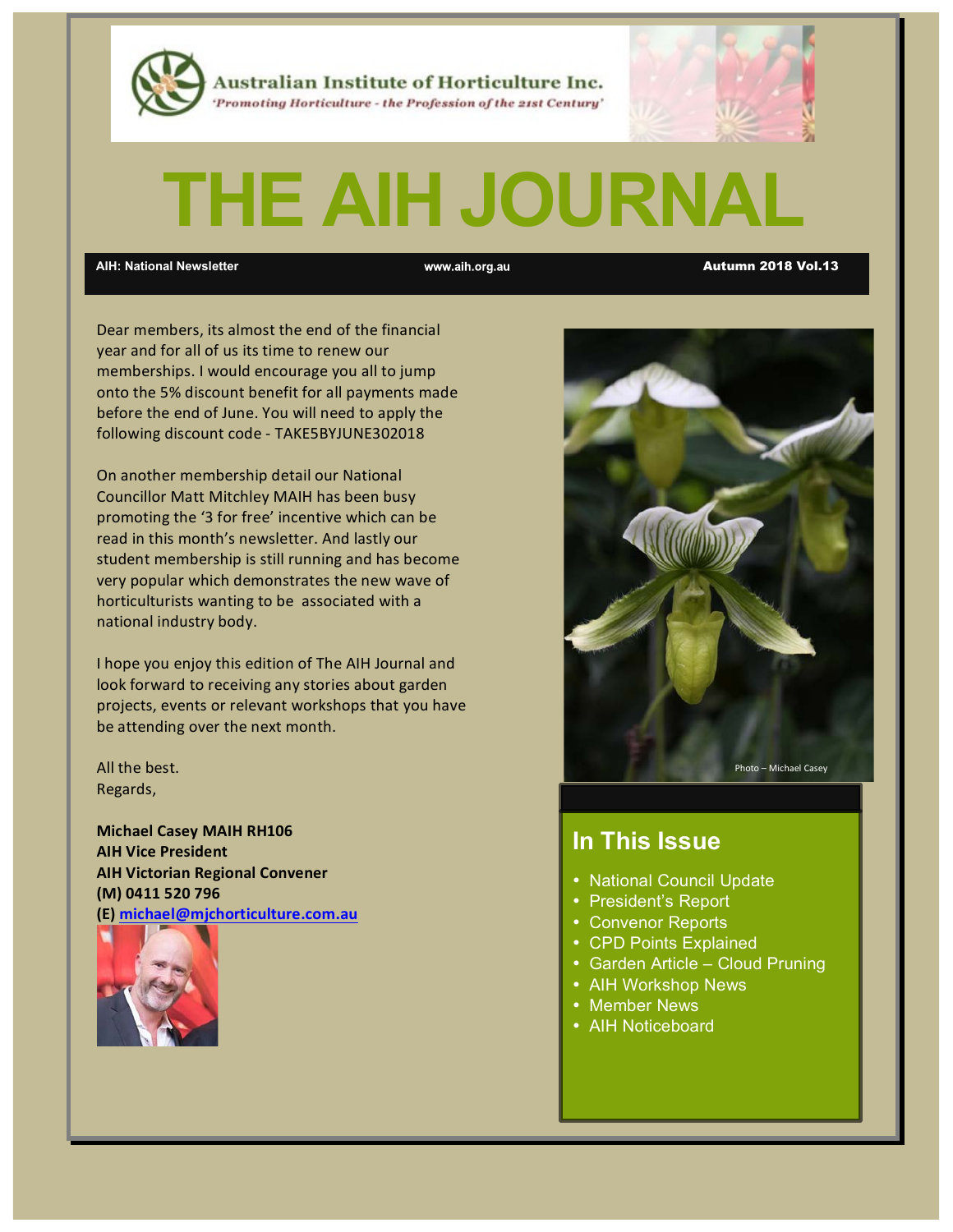Australian Institute of Horticulture Inc.

*'Promoting Horticulture - the Profession of the 21st Century'*

# THE AIH JOURNAL

**AIH: National Newsletter** | **www.aih.org.au** | **Autumn 2018 Vol.13**

Dear members, its almost the end of the financial year and for all of us its time to renew our memberships. I would encourage you all to jump onto the 5% discount benefit for all payments made before the end of June. You will need to apply the following discount code - TAKE5BYJUNE302018

On another membership detail our National Councillor Matt Mitchley MAIH has been busy promoting the '3 for free' incentive which can be read in this month's newsletter. And lastly our student membership is still running and has become very popular which demonstrates the new wave of horticulturists wanting to be associated with a national industry body.

I hope you enjoy this edition of The AIH Journal and look forward to receiving any stories about garden projects, events or relevant workshops that you have be attending over the next month.

All the best.
Regards,

**Michael Casey MAIH RH106**
**AIH Vice President**
**AIH Victorian Regional Convener**
**(M) 0411 520 796**
**(E) michael@mjchorticulture.com.au**

Photo – Michael Casey

## In This Issue

- National Council Update
- President's Report
- Convenor Reports
- CPD Points Explained
- Garden Article – Cloud Pruning
- AIH Workshop News
- Member News
- AIH Noticeboard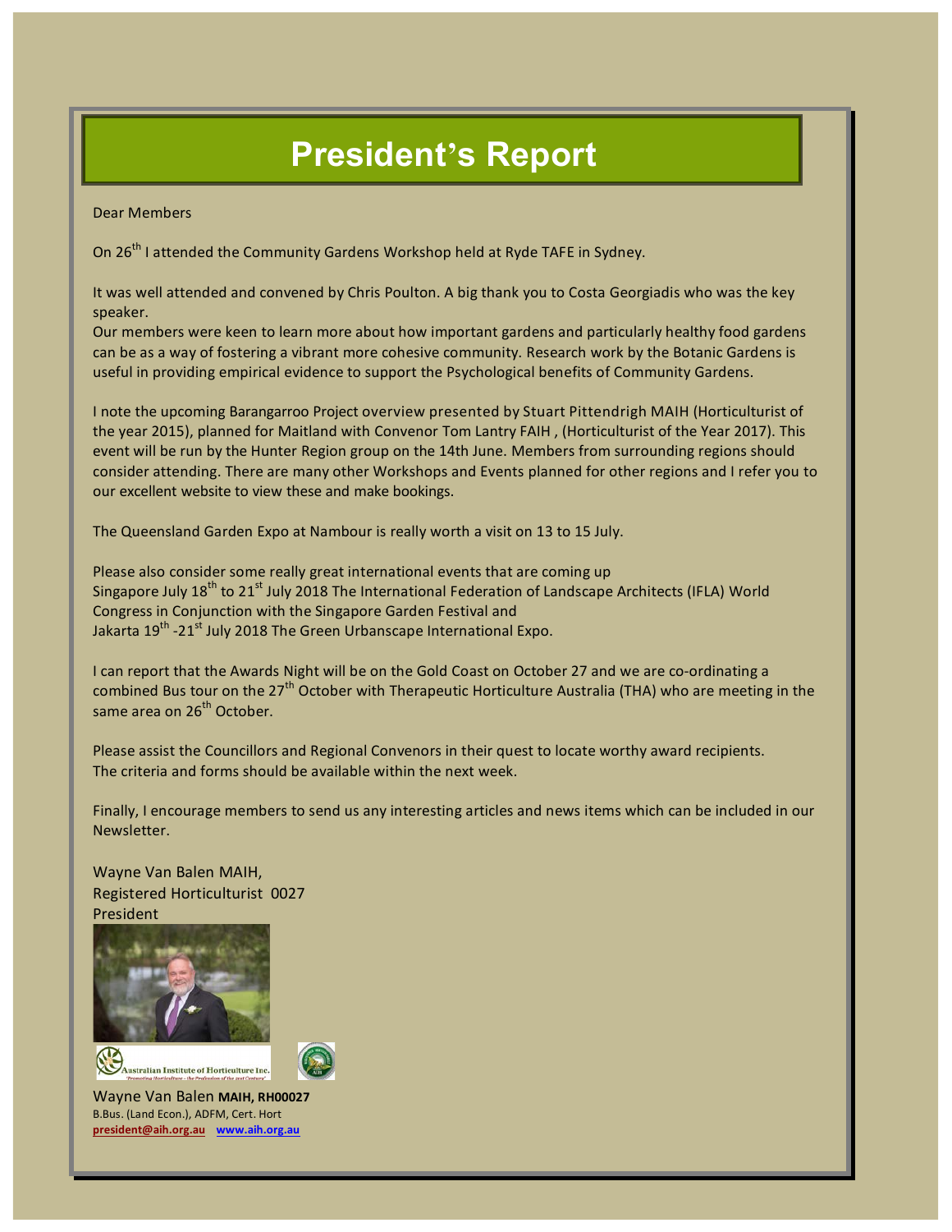# President's Report

Dear Members

On 26th I attended the Community Gardens Workshop held at Ryde TAFE in Sydney.

It was well attended and convened by Chris Poulton. A big thank you to Costa Georgiadis who was the key speaker.
Our members were keen to learn more about how important gardens and particularly healthy food gardens can be as a way of fostering a vibrant more cohesive community. Research work by the Botanic Gardens is useful in providing empirical evidence to support the Psychological benefits of Community Gardens.

I note the upcoming Barangarroo Project overview presented by Stuart Pittendrigh MAIH (Horticulturist of the year 2015), planned for Maitland with Convenor Tom Lantry FAIH , (Horticulturist of the Year 2017). This event will be run by the Hunter Region group on the 14th June. Members from surrounding regions should consider attending. There are many other Workshops and Events planned for other regions and I refer you to our excellent website to view these and make bookings.

The Queensland Garden Expo at Nambour is really worth a visit on 13 to 15 July.

Please also consider some really great international events that are coming up
Singapore July 18th to 21st July 2018 The International Federation of Landscape Architects (IFLA) World Congress in Conjunction with the Singapore Garden Festival and
Jakarta 19th -21st July 2018 The Green Urbanscape International Expo.

I can report that the Awards Night will be on the Gold Coast on October 27 and we are co-ordinating a combined Bus tour on the 27th October with Therapeutic Horticulture Australia (THA) who are meeting in the same area on 26th October.

Please assist the Councillors and Regional Convenors in their quest to locate worthy award recipients.
The criteria and forms should be available within the next week.

Finally, I encourage members to send us any interesting articles and news items which can be included in our Newsletter.

Wayne Van Balen MAIH,
Registered Horticulturist 0027
President

Australian Institute of Horticulture Inc.
*"Promoting Horticulture - the Profession of the next Century"*

Wayne Van Balen **MAIH, RH00027**
B.Bus. (Land Econ.), ADFM, Cert. Hort
**president@aih.org.au** **www.aih.org.au**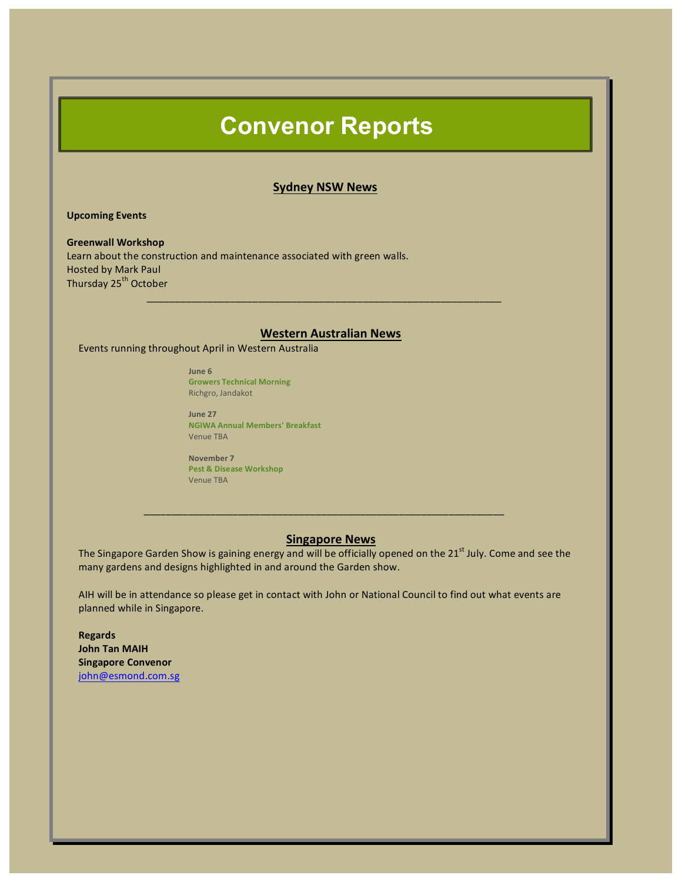# Convenor Reports

## Sydney NSW News

**Upcoming Events**

**Greenwall Workshop**
Learn about the construction and maintenance associated with green walls.
Hosted by Mark Paul
Thursday 25th October

---

## Western Australian News

Events running throughout April in Western Australia

**June 6**
**Growers Technical Morning**
Richgro, Jandakot

**June 27**
**NGIWA Annual Members' Breakfast**
Venue TBA

**November 7**
**Pest & Disease Workshop**
Venue TBA

---

## Singapore News

The Singapore Garden Show is gaining energy and will be officially opened on the 21st July. Come and see the many gardens and designs highlighted in and around the Garden show.

AIH will be in attendance so please get in contact with John or National Council to find out what events are planned while in Singapore.

**Regards**
**John Tan MAIH**
**Singapore Convenor**
john@esmond.com.sg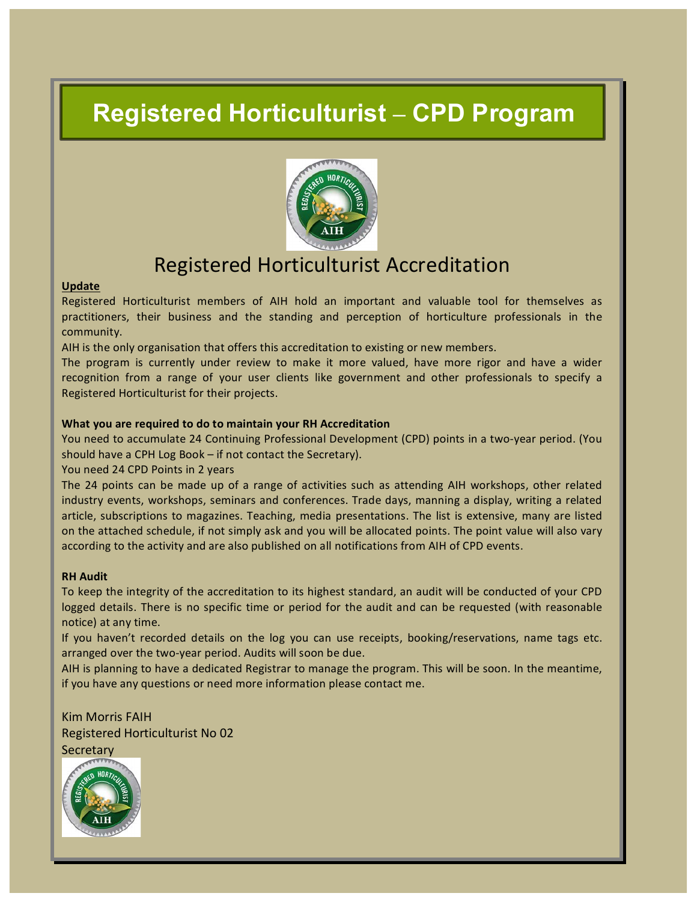# Registered Horticulturist – CPD Program

## Registered Horticulturist Accreditation

**Update**

Registered Horticulturist members of AIH hold an important and valuable tool for themselves as practitioners, their business and the standing and perception of horticulture professionals in the community.

AIH is the only organisation that offers this accreditation to existing or new members.

The program is currently under review to make it more valued, have more rigor and have a wider recognition from a range of your user clients like government and other professionals to specify a Registered Horticulturist for their projects.

**What you are required to do to maintain your RH Accreditation**

You need to accumulate 24 Continuing Professional Development (CPD) points in a two-year period. (You should have a CPH Log Book – if not contact the Secretary).

You need 24 CPD Points in 2 years

The 24 points can be made up of a range of activities such as attending AIH workshops, other related industry events, workshops, seminars and conferences. Trade days, manning a display, writing a related article, subscriptions to magazines. Teaching, media presentations. The list is extensive, many are listed on the attached schedule, if not simply ask and you will be allocated points. The point value will also vary according to the activity and are also published on all notifications from AIH of CPD events.

**RH Audit**

To keep the integrity of the accreditation to its highest standard, an audit will be conducted of your CPD logged details. There is no specific time or period for the audit and can be requested (with reasonable notice) at any time.

If you haven't recorded details on the log you can use receipts, booking/reservations, name tags etc. arranged over the two-year period. Audits will soon be due.

AIH is planning to have a dedicated Registrar to manage the program. This will be soon. In the meantime, if you have any questions or need more information please contact me.

Kim Morris FAIH
Registered Horticulturist No 02
Secretary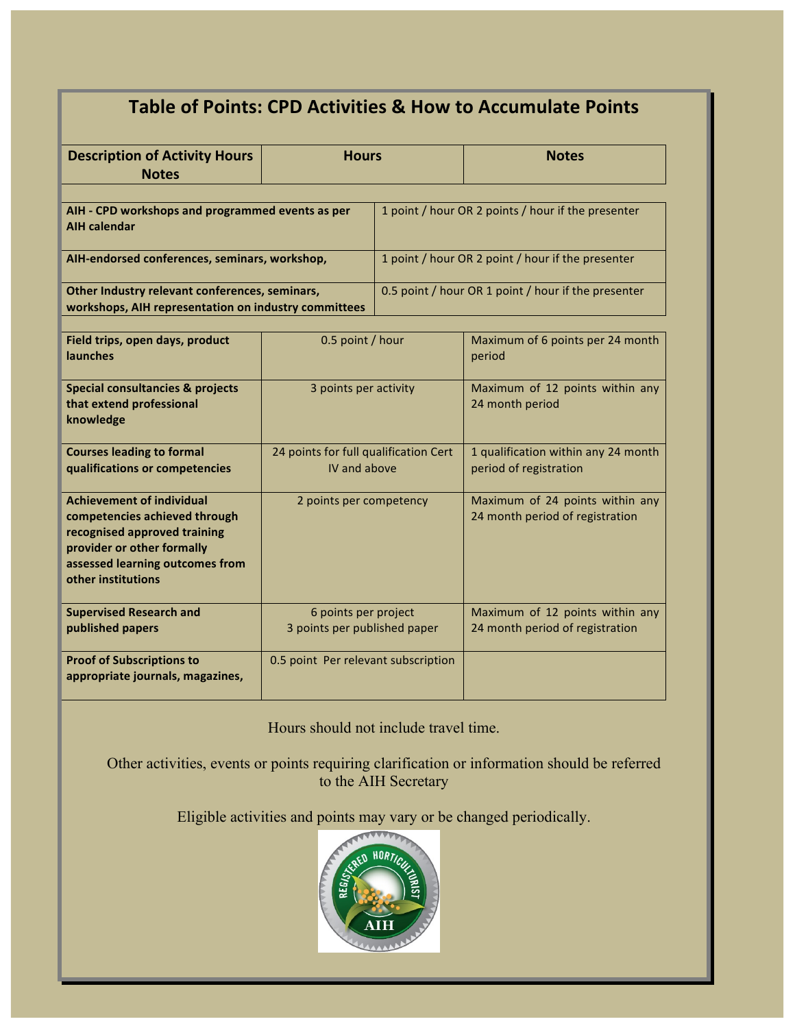## Table of Points: CPD Activities & How to Accumulate Points

| Description of Activity Hours Notes | Hours | Notes |
|---|---|---|
| **AIH - CPD workshops and programmed events as per AIH calendar** | 1 point / hour OR 2 points / hour if the presenter | |
| **AIH-endorsed conferences, seminars, workshop,** | 1 point / hour OR 2 point / hour if the presenter | |
| **Other Industry relevant conferences, seminars, workshops, AIH representation on industry committees** | 0.5 point / hour OR 1 point / hour if the presenter | |
| **Field trips, open days, product launches** | 0.5 point / hour | Maximum of 6 points per 24 month period |
| **Special consultancies & projects that extend professional knowledge** | 3 points per activity | Maximum of 12 points within any 24 month period |
| **Courses leading to formal qualifications or competencies** | 24 points for full qualification Cert IV and above | 1 qualification within any 24 month period of registration |
| **Achievement of individual competencies achieved through recognised approved training provider or other formally assessed learning outcomes from other institutions** | 2 points per competency | Maximum of 24 points within any 24 month period of registration |
| **Supervised Research and published papers** | 6 points per project<br>3 points per published paper | Maximum of 12 points within any 24 month period of registration |
| **Proof of Subscriptions to appropriate journals, magazines,** | 0.5 point Per relevant subscription | |

Hours should not include travel time.

Other activities, events or points requiring clarification or information should be referred to the AIH Secretary

Eligible activities and points may vary or be changed periodically.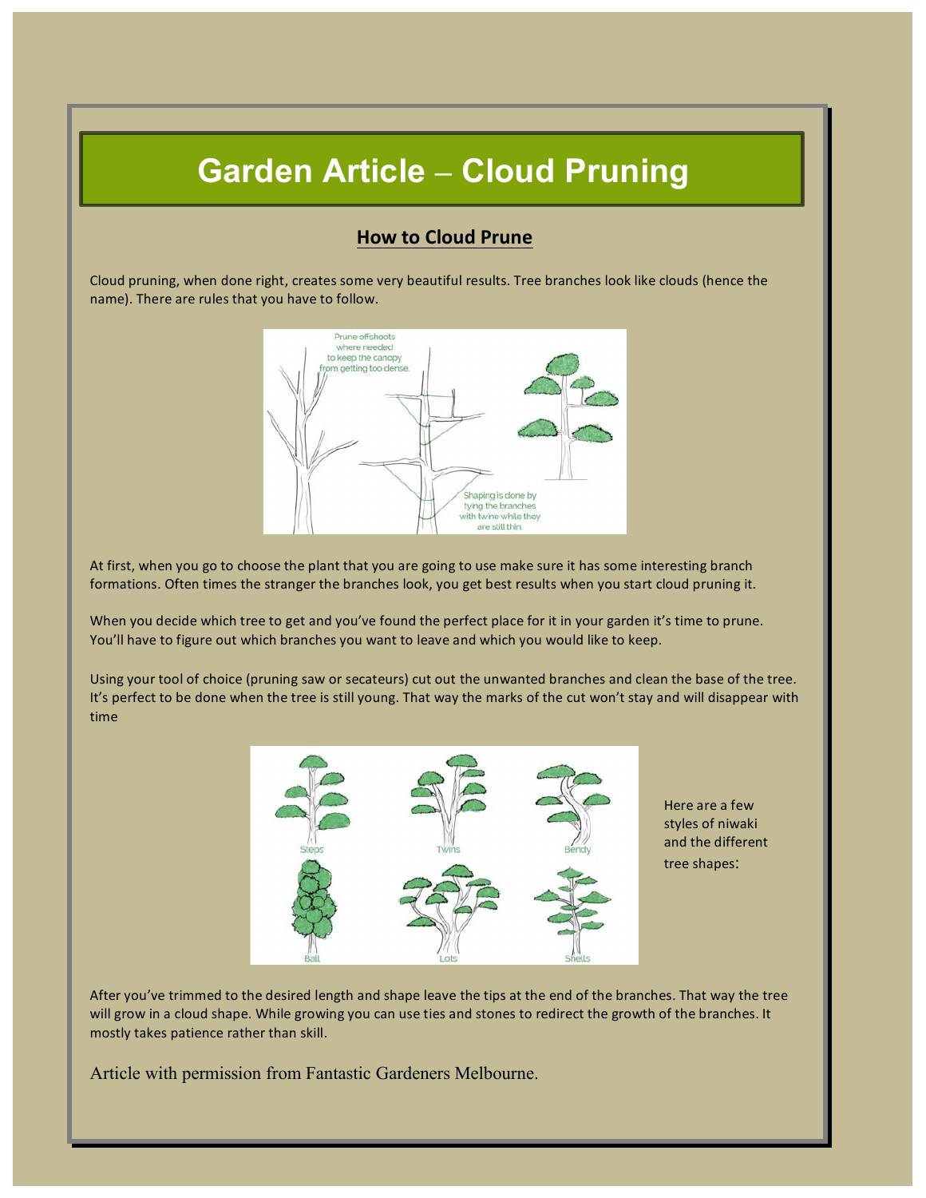# Garden Article – Cloud Pruning

## How to Cloud Prune

Cloud pruning, when done right, creates some very beautiful results. Tree branches look like clouds (hence the name). There are rules that you have to follow.

At first, when you go to choose the plant that you are going to use make sure it has some interesting branch formations. Often times the stranger the branches look, you get best results when you start cloud pruning it.

When you decide which tree to get and you've found the perfect place for it in your garden it's time to prune. You'll have to figure out which branches you want to leave and which you would like to keep.

Using your tool of choice (pruning saw or secateurs) cut out the unwanted branches and clean the base of the tree. It's perfect to be done when the tree is still young. That way the marks of the cut won't stay and will disappear with time

Here are a few styles of niwaki and the different tree shapes:

After you've trimmed to the desired length and shape leave the tips at the end of the branches. That way the tree will grow in a cloud shape. While growing you can use ties and stones to redirect the growth of the branches. It mostly takes patience rather than skill.

Article with permission from Fantastic Gardeners Melbourne.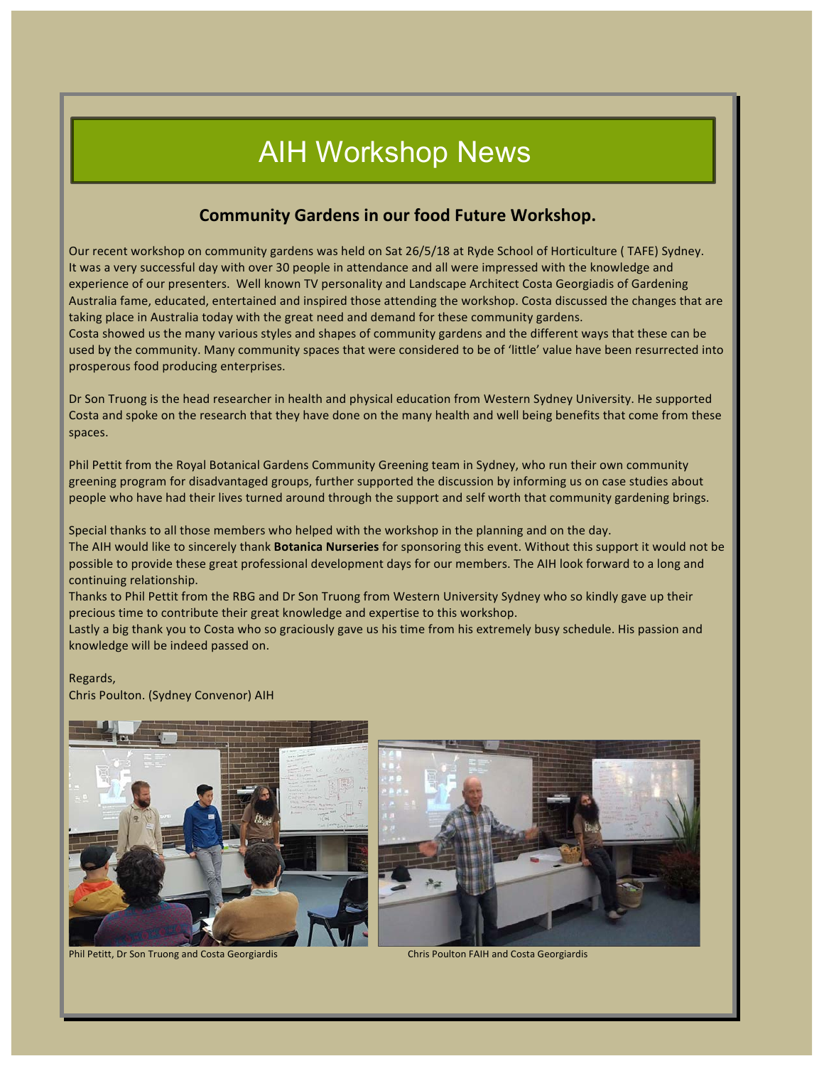# AIH Workshop News

## Community Gardens in our food Future Workshop.

Our recent workshop on community gardens was held on Sat 26/5/18 at Ryde School of Horticulture ( TAFE) Sydney. It was a very successful day with over 30 people in attendance and all were impressed with the knowledge and experience of our presenters. Well known TV personality and Landscape Architect Costa Georgiadis of Gardening Australia fame, educated, entertained and inspired those attending the workshop. Costa discussed the changes that are taking place in Australia today with the great need and demand for these community gardens.
Costa showed us the many various styles and shapes of community gardens and the different ways that these can be used by the community. Many community spaces that were considered to be of 'little' value have been resurrected into prosperous food producing enterprises.

Dr Son Truong is the head researcher in health and physical education from Western Sydney University. He supported Costa and spoke on the research that they have done on the many health and well being benefits that come from these spaces.

Phil Pettit from the Royal Botanical Gardens Community Greening team in Sydney, who run their own community greening program for disadvantaged groups, further supported the discussion by informing us on case studies about people who have had their lives turned around through the support and self worth that community gardening brings.

Special thanks to all those members who helped with the workshop in the planning and on the day.
The AIH would like to sincerely thank **Botanica Nurseries** for sponsoring this event. Without this support it would not be possible to provide these great professional development days for our members. The AIH look forward to a long and continuing relationship.
Thanks to Phil Pettit from the RBG and Dr Son Truong from Western University Sydney who so kindly gave up their precious time to contribute their great knowledge and expertise to this workshop.
Lastly a big thank you to Costa who so graciously gave us his time from his extremely busy schedule. His passion and knowledge will be indeed passed on.

Regards,
Chris Poulton. (Sydney Convenor) AIH

Phil Petitt, Dr Son Truong and Costa Georgiardis

Chris Poulton FAIH and Costa Georgiardis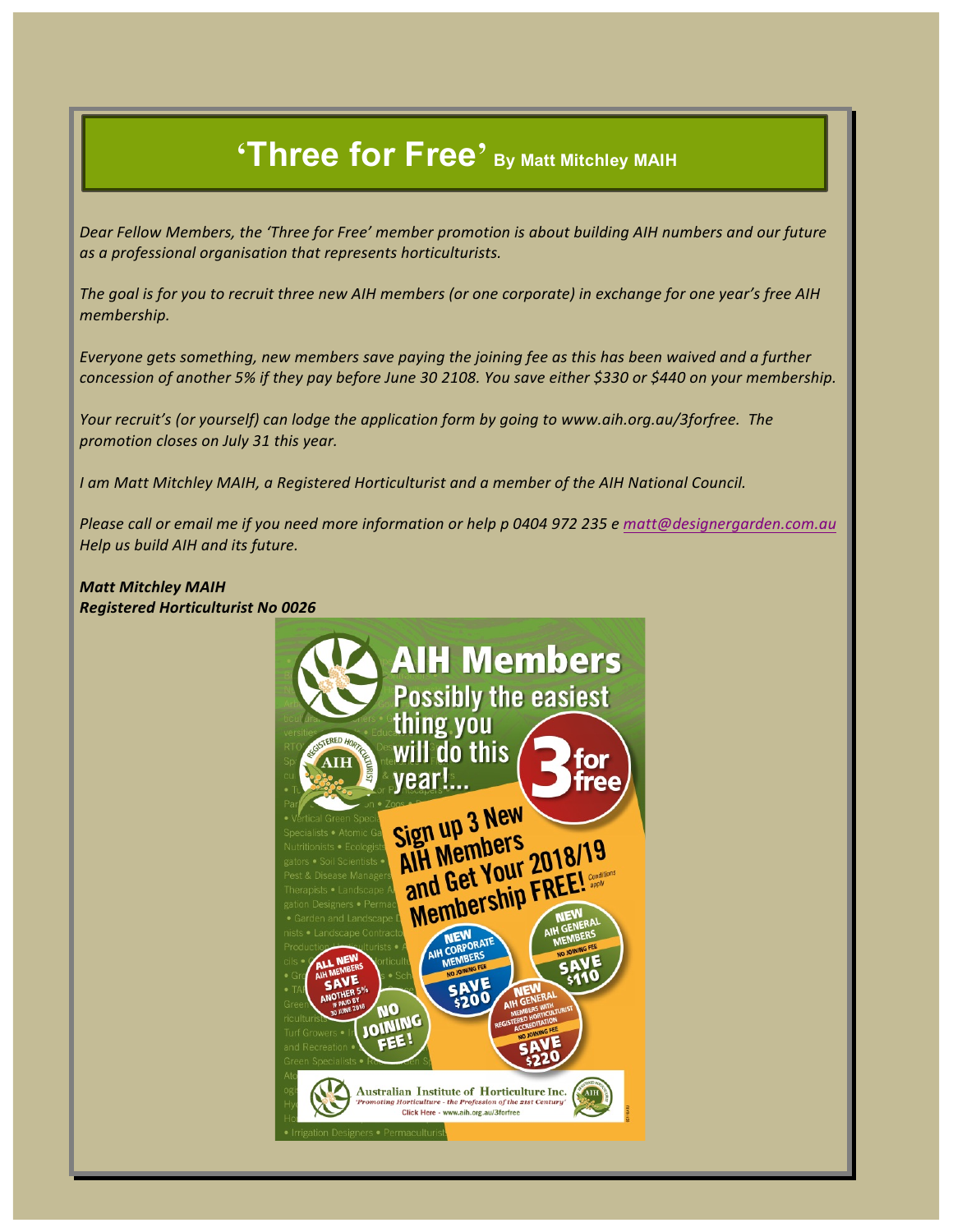# 'Three for Free' By Matt Mitchley MAIH

*Dear Fellow Members, the 'Three for Free' member promotion is about building AIH numbers and our future as a professional organisation that represents horticulturists.*

*The goal is for you to recruit three new AIH members (or one corporate) in exchange for one year's free AIH membership.*

*Everyone gets something, new members save paying the joining fee as this has been waived and a further concession of another 5% if they pay before June 30 2108. You save either $330 or $440 on your membership.*

*Your recruit's (or yourself) can lodge the application form by going to www.aih.org.au/3forfree. The promotion closes on July 31 this year.*

*I am Matt Mitchley MAIH, a Registered Horticulturist and a member of the AIH National Council.*

*Please call or email me if you need more information or help p 0404 972 235 e matt@designergarden.com.au Help us build AIH and its future.*

***Matt Mitchley MAIH***
***Registered Horticulturist No 0026***

**AIH Members**
**Possibly the easiest thing you will do this year!...**

**3 for free**

**Sign up 3 New AIH Members and Get Your 2018/19 Membership FREE!** Conditions apply

- ALL NEW AIH MEMBERS SAVE ANOTHER 5% IF PAID BY 30 JUNE 2018
- NO JOINING FEE!
- NEW AIH CORPORATE MEMBERS – NO JOINING FEE – SAVE $200
- NEW AIH GENERAL MEMBERS – NO JOINING FEE – SAVE $110
- NEW AIH GENERAL MEMBERS WITH REGISTERED HORTICULTURIST ACCREDITATION – NO JOINING FEE – SAVE $220

Australian Institute of Horticulture Inc.
'Promoting Horticulture - the Profession of the 21st Century'
Click Here - www.aih.org.au/3forfree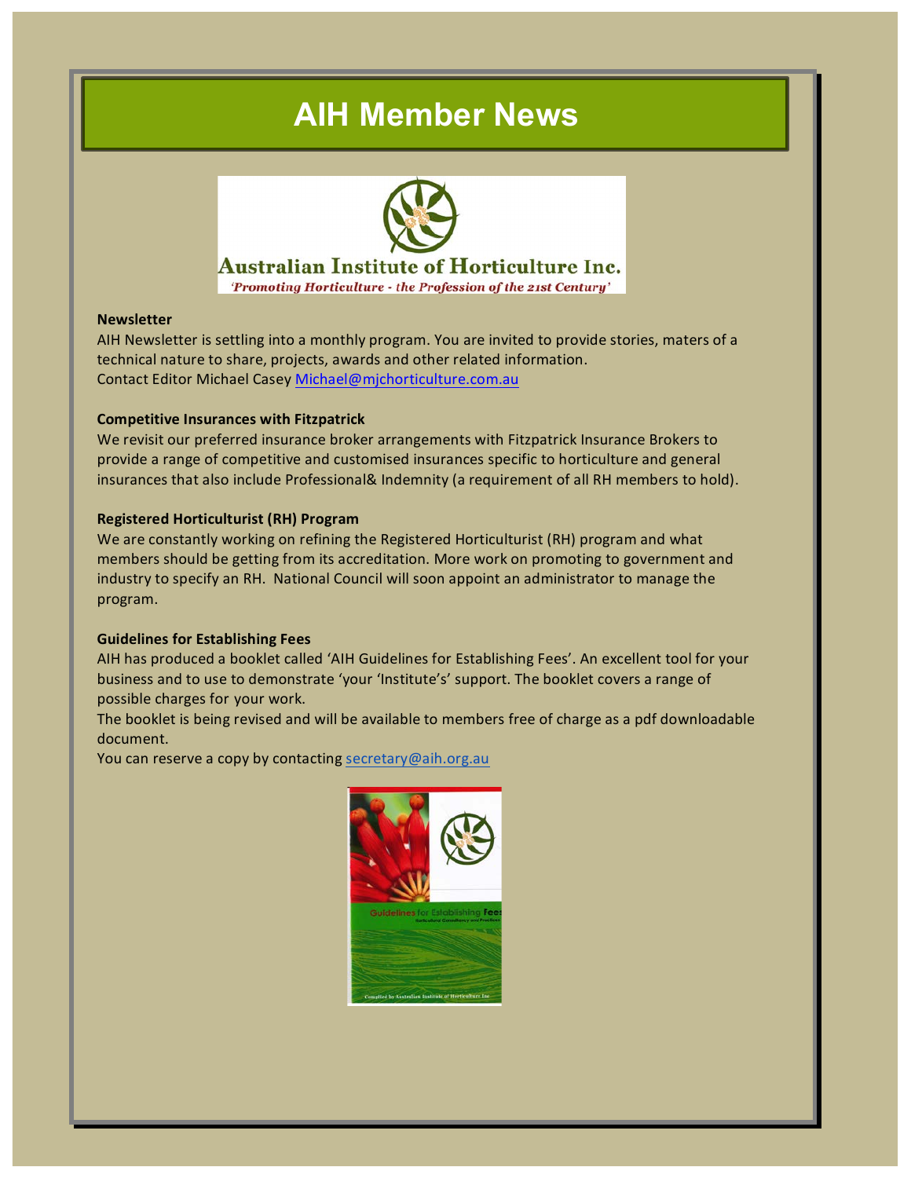# AIH Member News

Australian Institute of Horticulture Inc.

*'Promoting Horticulture - the Profession of the 21st Century'*

**Newsletter**

AIH Newsletter is settling into a monthly program. You are invited to provide stories, maters of a technical nature to share, projects, awards and other related information.
Contact Editor Michael Casey Michael@mjchorticulture.com.au

**Competitive Insurances with Fitzpatrick**

We revisit our preferred insurance broker arrangements with Fitzpatrick Insurance Brokers to provide a range of competitive and customised insurances specific to horticulture and general insurances that also include Professional& Indemnity (a requirement of all RH members to hold).

**Registered Horticulturist (RH) Program**

We are constantly working on refining the Registered Horticulturist (RH) program and what members should be getting from its accreditation. More work on promoting to government and industry to specify an RH. National Council will soon appoint an administrator to manage the program.

**Guidelines for Establishing Fees**

AIH has produced a booklet called 'AIH Guidelines for Establishing Fees'. An excellent tool for your business and to use to demonstrate 'your 'Institute's' support. The booklet covers a range of possible charges for your work.
The booklet is being revised and will be available to members free of charge as a pdf downloadable document.
You can reserve a copy by contacting secretary@aih.org.au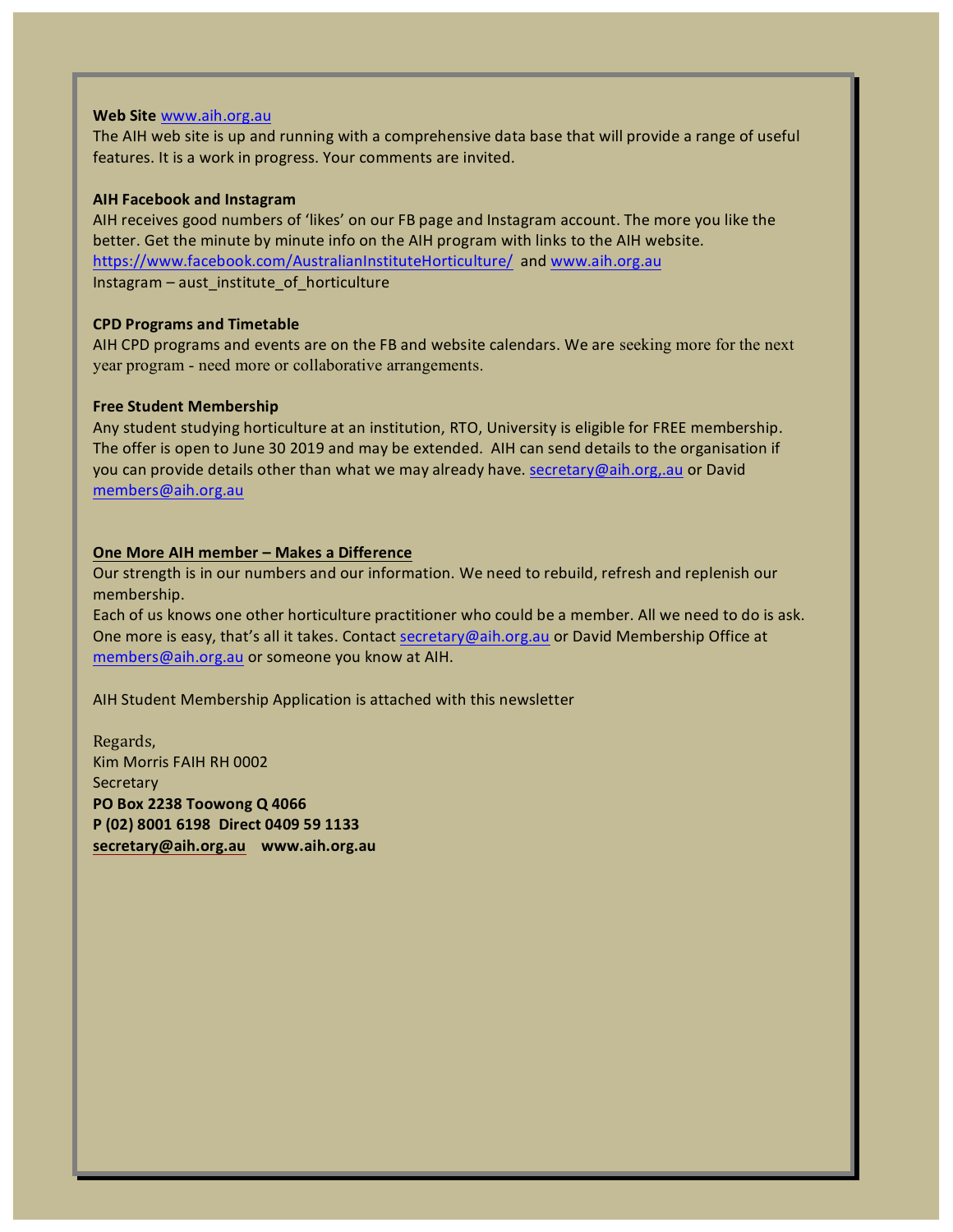**Web Site** www.aih.org.au
The AIH web site is up and running with a comprehensive data base that will provide a range of useful features. It is a work in progress. Your comments are invited.

**AIH Facebook and Instagram**
AIH receives good numbers of 'likes' on our FB page and Instagram account. The more you like the better. Get the minute by minute info on the AIH program with links to the AIH website.
https://www.facebook.com/AustralianInstituteHorticulture/ and www.aih.org.au
Instagram – aust_institute_of_horticulture

**CPD Programs and Timetable**
AIH CPD programs and events are on the FB and website calendars. We are seeking more for the next year program - need more or collaborative arrangements.

**Free Student Membership**
Any student studying horticulture at an institution, RTO, University is eligible for FREE membership. The offer is open to June 30 2019 and may be extended. AIH can send details to the organisation if you can provide details other than what we may already have. secretary@aih.org,.au or David members@aih.org.au

**One More AIH member – Makes a Difference**
Our strength is in our numbers and our information. We need to rebuild, refresh and replenish our membership.
Each of us knows one other horticulture practitioner who could be a member. All we need to do is ask. One more is easy, that's all it takes. Contact secretary@aih.org.au or David Membership Office at members@aih.org.au or someone you know at AIH.

AIH Student Membership Application is attached with this newsletter

Regards,
Kim Morris FAIH RH 0002
Secretary
**PO Box 2238 Toowong Q 4066**
**P (02) 8001 6198 Direct 0409 59 1133**
**secretary@aih.org.au www.aih.org.au**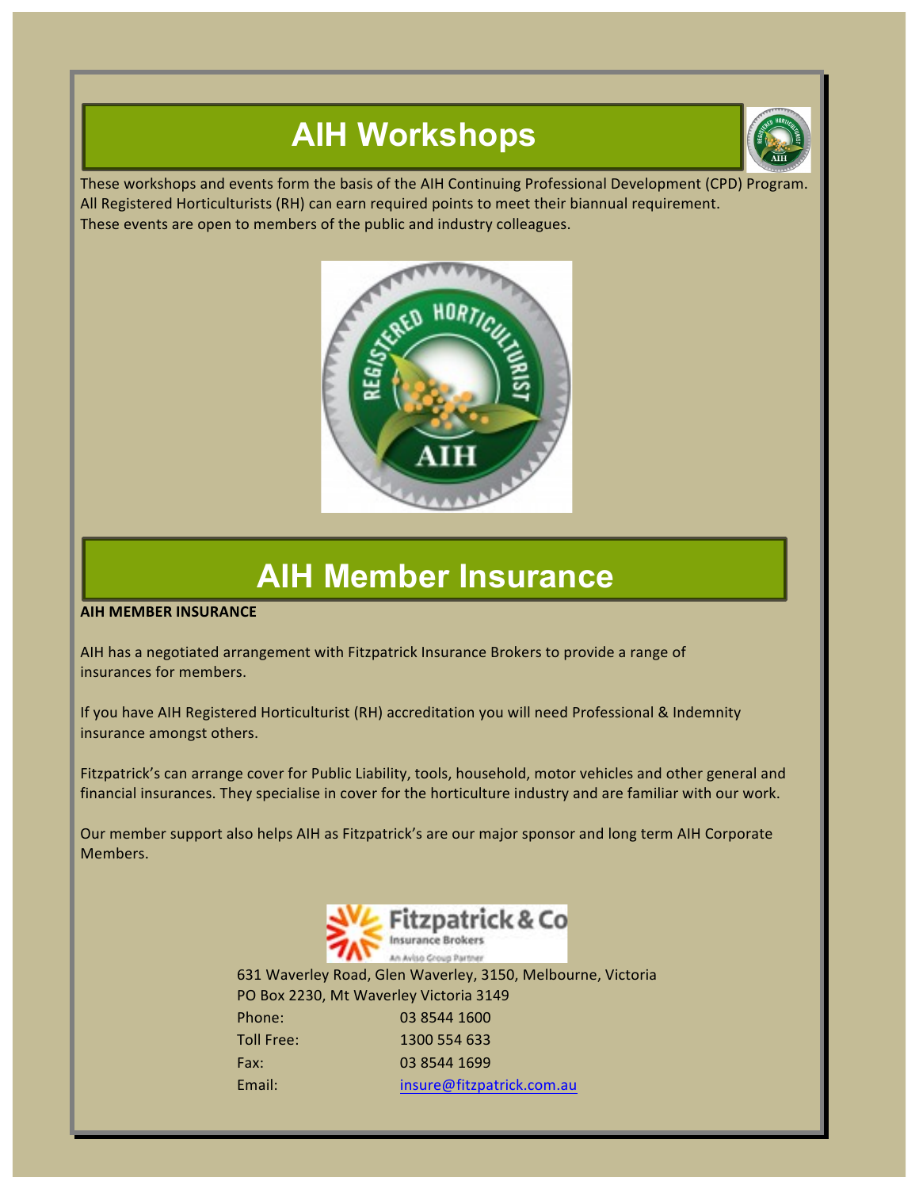# AIH Workshops

These workshops and events form the basis of the AIH Continuing Professional Development (CPD) Program. All Registered Horticulturists (RH) can earn required points to meet their biannual requirement. These events are open to members of the public and industry colleagues.

# AIH Member Insurance

**AIH MEMBER INSURANCE**

AIH has a negotiated arrangement with Fitzpatrick Insurance Brokers to provide a range of insurances for members.

If you have AIH Registered Horticulturist (RH) accreditation you will need Professional & Indemnity insurance amongst others.

Fitzpatrick's can arrange cover for Public Liability, tools, household, motor vehicles and other general and financial insurances. They specialise in cover for the horticulture industry and are familiar with our work.

Our member support also helps AIH as Fitzpatrick's are our major sponsor and long term AIH Corporate Members.

631 Waverley Road, Glen Waverley, 3150, Melbourne, Victoria
PO Box 2230, Mt Waverley Victoria 3149

| | |
|---|---|
| Phone: | 03 8544 1600 |
| Toll Free: | 1300 554 633 |
| Fax: | 03 8544 1699 |
| Email: | insure@fitzpatrick.com.au |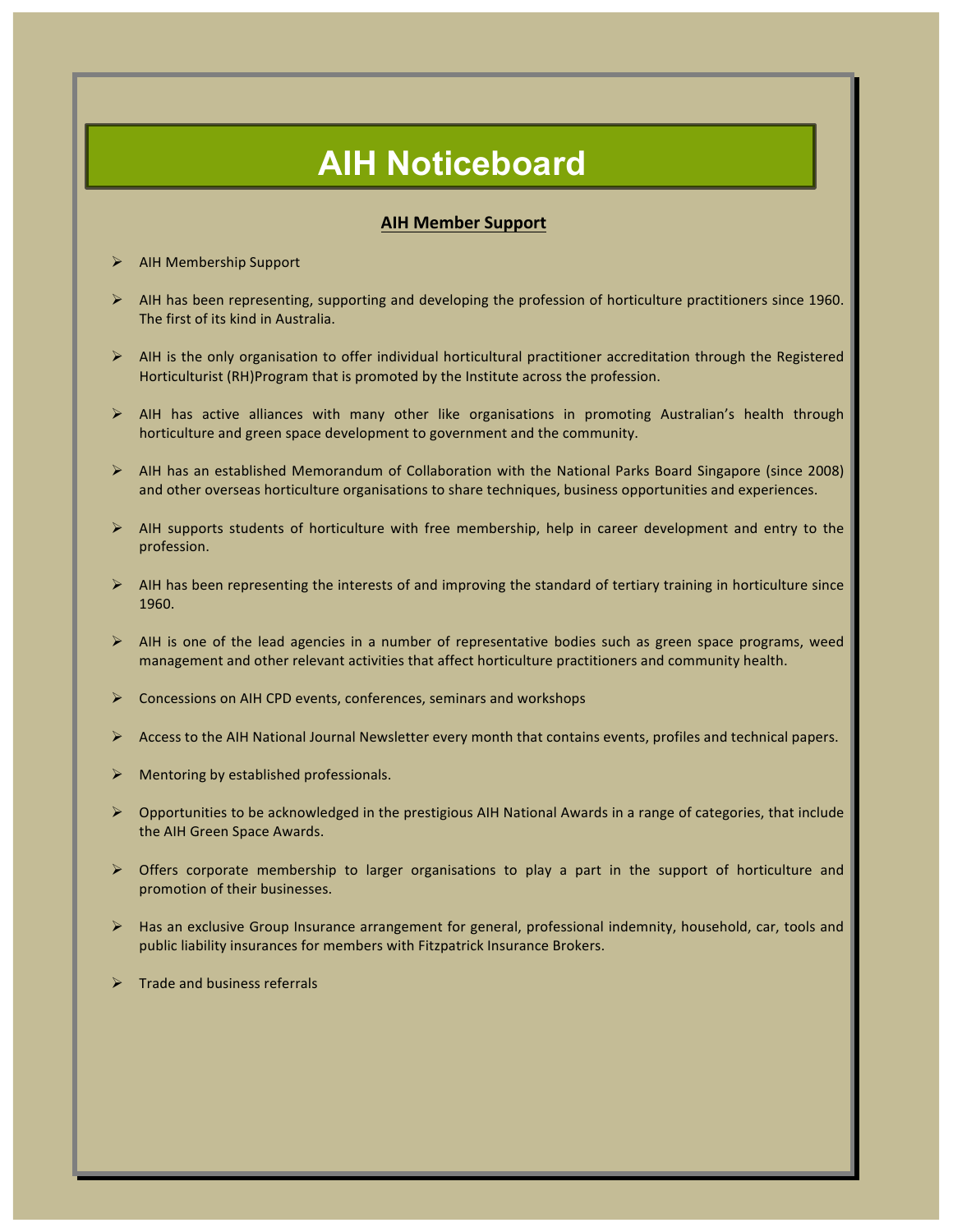# AIH Noticeboard

## AIH Member Support

- AIH Membership Support
- AIH has been representing, supporting and developing the profession of horticulture practitioners since 1960. The first of its kind in Australia.
- AIH is the only organisation to offer individual horticultural practitioner accreditation through the Registered Horticulturist (RH)Program that is promoted by the Institute across the profession.
- AIH has active alliances with many other like organisations in promoting Australian's health through horticulture and green space development to government and the community.
- AIH has an established Memorandum of Collaboration with the National Parks Board Singapore (since 2008) and other overseas horticulture organisations to share techniques, business opportunities and experiences.
- AIH supports students of horticulture with free membership, help in career development and entry to the profession.
- AIH has been representing the interests of and improving the standard of tertiary training in horticulture since 1960.
- AIH is one of the lead agencies in a number of representative bodies such as green space programs, weed management and other relevant activities that affect horticulture practitioners and community health.
- Concessions on AIH CPD events, conferences, seminars and workshops
- Access to the AIH National Journal Newsletter every month that contains events, profiles and technical papers.
- Mentoring by established professionals.
- Opportunities to be acknowledged in the prestigious AIH National Awards in a range of categories, that include the AIH Green Space Awards.
- Offers corporate membership to larger organisations to play a part in the support of horticulture and promotion of their businesses.
- Has an exclusive Group Insurance arrangement for general, professional indemnity, household, car, tools and public liability insurances for members with Fitzpatrick Insurance Brokers.
- Trade and business referrals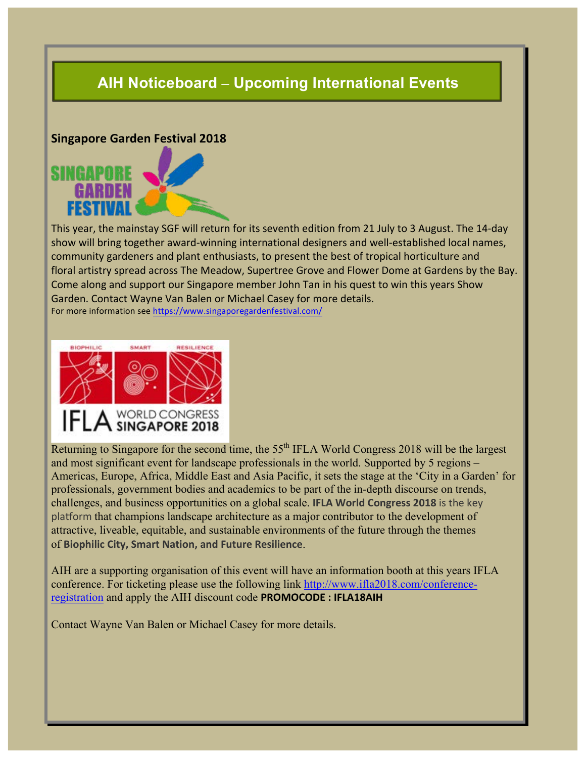# AIH Noticeboard – Upcoming International Events

## Singapore Garden Festival 2018

This year, the mainstay SGF will return for its seventh edition from 21 July to 3 August. The 14-day show will bring together award-winning international designers and well-established local names, community gardeners and plant enthusiasts, to present the best of tropical horticulture and floral artistry spread across The Meadow, Supertree Grove and Flower Dome at Gardens by the Bay. Come along and support our Singapore member John Tan in his quest to win this years Show Garden. Contact Wayne Van Balen or Michael Casey for more details.

For more information see https://www.singaporegardenfestival.com/

Returning to Singapore for the second time, the 55th IFLA World Congress 2018 will be the largest and most significant event for landscape professionals in the world. Supported by 5 regions – Americas, Europe, Africa, Middle East and Asia Pacific, it sets the stage at the 'City in a Garden' for professionals, government bodies and academics to be part of the in-depth discourse on trends, challenges, and business opportunities on a global scale. **IFLA World Congress 2018** is the key platform that champions landscape architecture as a major contributor to the development of attractive, liveable, equitable, and sustainable environments of the future through the themes of **Biophilic City, Smart Nation, and Future Resilience**.

AIH are a supporting organisation of this event will have an information booth at this years IFLA conference. For ticketing please use the following link http://www.ifla2018.com/conference-registration and apply the AIH discount code **PROMOCODE : IFLA18AIH**

Contact Wayne Van Balen or Michael Casey for more details.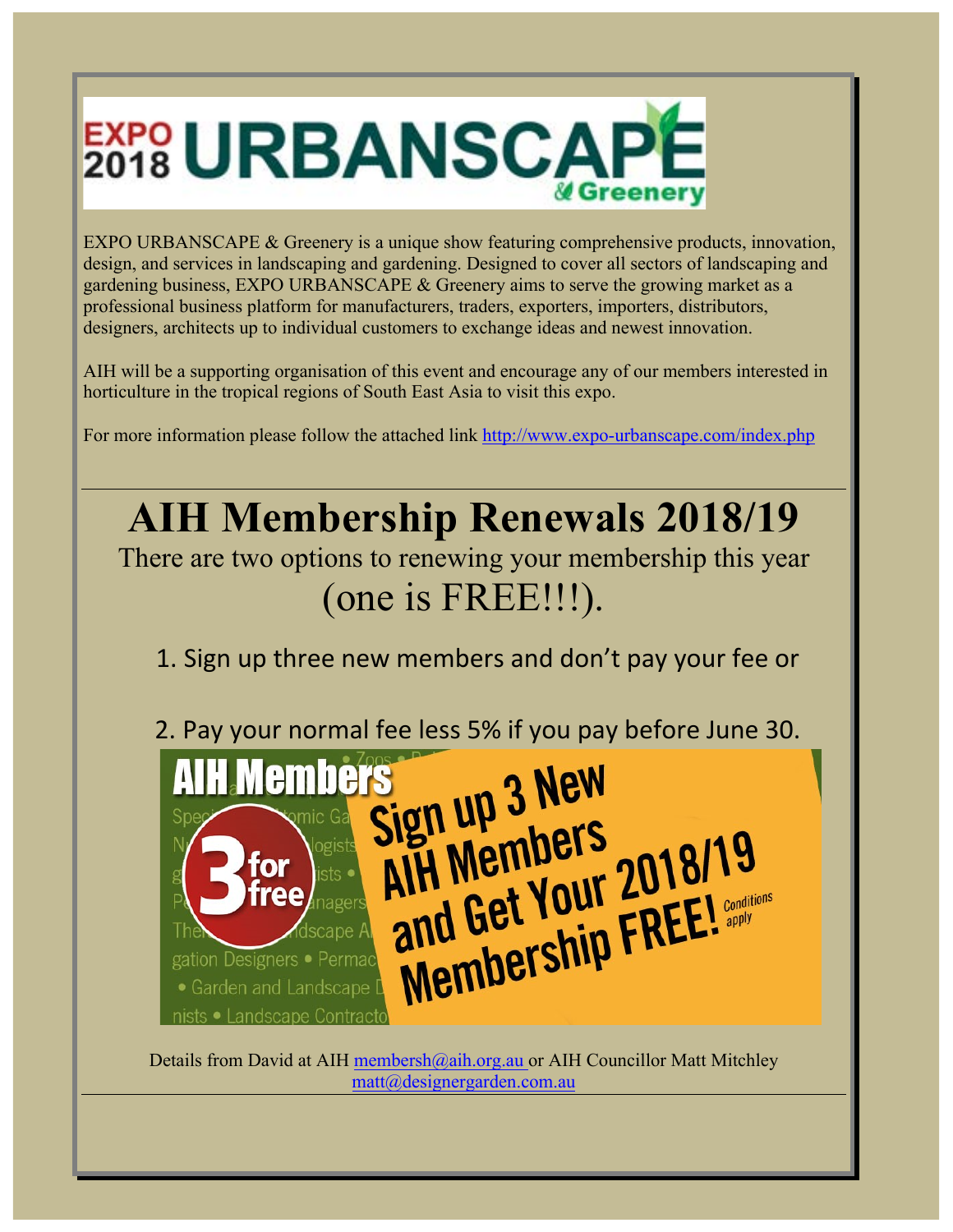# EXPO 2018 URBANSCAPE & Greenery

EXPO URBANSCAPE & Greenery is a unique show featuring comprehensive products, innovation, design, and services in landscaping and gardening. Designed to cover all sectors of landscaping and gardening business, EXPO URBANSCAPE & Greenery aims to serve the growing market as a professional business platform for manufacturers, traders, exporters, importers, distributors, designers, architects up to individual customers to exchange ideas and newest innovation.

AIH will be a supporting organisation of this event and encourage any of our members interested in horticulture in the tropical regions of South East Asia to visit this expo.

For more information please follow the attached link http://www.expo-urbanscape.com/index.php

---

# AIH Membership Renewals 2018/19

There are two options to renewing your membership this year (one is FREE!!!).

1. Sign up three new members and don't pay your fee or
2. Pay your normal fee less 5% if you pay before June 30.

AIH Members

3 for free

Sign up 3 New AIH Members and Get Your 2018/19 Membership FREE! Conditions apply

Details from David at AIH membersh@aih.org.au or AIH Councillor Matt Mitchley matt@designergarden.com.au